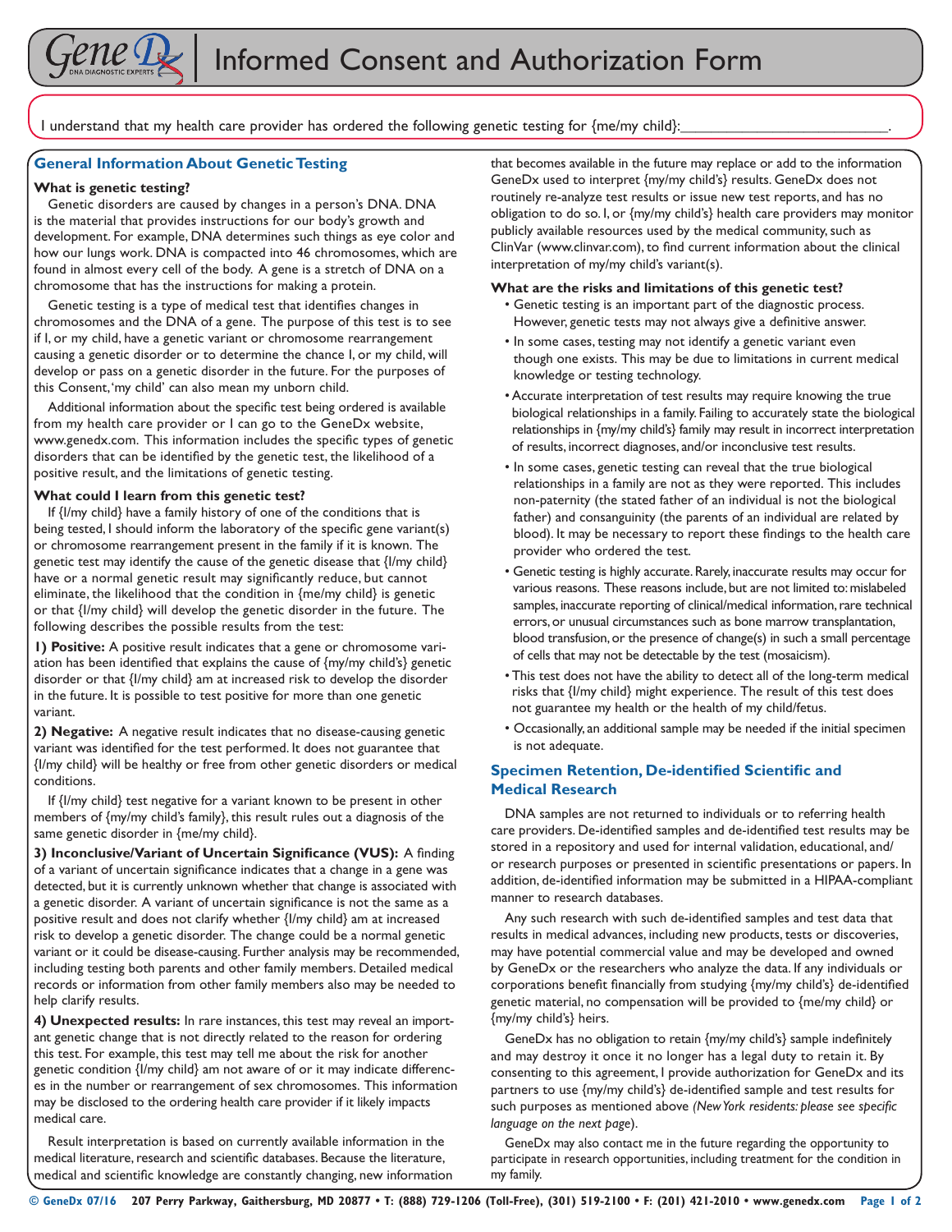# Informed Consent and Authorization Form

I understand that my health care provider has ordered the following genetic testing for {me/my child}:_________________________.

## General Information About Genetic Testing

**What is genetic testing?**

Genetic disorders are caused by changes in a person's DNA. DNA is the material that provides instructions for our body's growth and development. For example, DNA determines such things as eye color and how our lungs work. DNA is compacted into 46 chromosomes, which are found in almost every cell of the body. A gene is a stretch of DNA on a chromosome that has the instructions for making a protein.

Genetic testing is a type of medical test that identifies changes in chromosomes and the DNA of a gene. The purpose of this test is to see if I, or my child, have a genetic variant or chromosome rearrangement causing a genetic disorder or to determine the chance I, or my child, will develop or pass on a genetic disorder in the future. For the purposes of this Consent, 'my child' can also mean my unborn child.

Additional information about the specific test being ordered is available from my health care provider or I can go to the GeneDx website, www.genedx.com. This information includes the specific types of genetic disorders that can be identified by the genetic test, the likelihood of a positive result, and the limitations of genetic testing.

**What could I learn from this genetic test?**

If {I/my child} have a family history of one of the conditions that is being tested, I should inform the laboratory of the specific gene variant(s) or chromosome rearrangement present in the family if it is known. The genetic test may identify the cause of the genetic disease that {I/my child} have or a normal genetic result may significantly reduce, but cannot eliminate, the likelihood that the condition in {me/my child} is genetic or that {I/my child} will develop the genetic disorder in the future. The following describes the possible results from the test:

**1) Positive:** A positive result indicates that a gene or chromosome variation has been identified that explains the cause of {my/my child's} genetic disorder or that {I/my child} am at increased risk to develop the disorder in the future. It is possible to test positive for more than one genetic variant.

**2) Negative:** A negative result indicates that no disease-causing genetic variant was identified for the test performed. It does not guarantee that {I/my child} will be healthy or free from other genetic disorders or medical conditions.

If {I/my child} test negative for a variant known to be present in other members of {my/my child's family}, this result rules out a diagnosis of the same genetic disorder in {me/my child}.

**3) Inconclusive/Variant of Uncertain Significance (VUS):** A finding of a variant of uncertain significance indicates that a change in a gene was detected, but it is currently unknown whether that change is associated with a genetic disorder. A variant of uncertain significance is not the same as a positive result and does not clarify whether {I/my child} am at increased risk to develop a genetic disorder. The change could be a normal genetic variant or it could be disease-causing. Further analysis may be recommended, including testing both parents and other family members. Detailed medical records or information from other family members also may be needed to help clarify results.

**4) Unexpected results:** In rare instances, this test may reveal an important genetic change that is not directly related to the reason for ordering this test. For example, this test may tell me about the risk for another genetic condition {I/my child} am not aware of or it may indicate differences in the number or rearrangement of sex chromosomes. This information may be disclosed to the ordering health care provider if it likely impacts medical care.

Result interpretation is based on currently available information in the medical literature, research and scientific databases. Because the literature, medical and scientific knowledge are constantly changing, new information that becomes available in the future may replace or add to the information GeneDx used to interpret {my/my child's} results. GeneDx does not routinely re-analyze test results or issue new test reports, and has no obligation to do so. I, or {my/my child's} health care providers may monitor publicly available resources used by the medical community, such as ClinVar (www.clinvar.com), to find current information about the clinical interpretation of my/my child's variant(s).

**What are the risks and limitations of this genetic test?**

- Genetic testing is an important part of the diagnostic process. However, genetic tests may not always give a definitive answer.
- In some cases, testing may not identify a genetic variant even though one exists. This may be due to limitations in current medical knowledge or testing technology.
- Accurate interpretation of test results may require knowing the true biological relationships in a family. Failing to accurately state the biological relationships in {my/my child's} family may result in incorrect interpretation of results, incorrect diagnoses, and/or inconclusive test results.
- In some cases, genetic testing can reveal that the true biological relationships in a family are not as they were reported. This includes non-paternity (the stated father of an individual is not the biological father) and consanguinity (the parents of an individual are related by blood). It may be necessary to report these findings to the health care provider who ordered the test.
- Genetic testing is highly accurate. Rarely, inaccurate results may occur for various reasons. These reasons include, but are not limited to: mislabeled samples, inaccurate reporting of clinical/medical information, rare technical errors, or unusual circumstances such as bone marrow transplantation, blood transfusion, or the presence of change(s) in such a small percentage of cells that may not be detectable by the test (mosaicism).
- This test does not have the ability to detect all of the long-term medical risks that {I/my child} might experience. The result of this test does not guarantee my health or the health of my child/fetus.
- Occasionally, an additional sample may be needed if the initial specimen is not adequate.

## Specimen Retention, De-identified Scientific and Medical Research

DNA samples are not returned to individuals or to referring health care providers. De-identified samples and de-identified test results may be stored in a repository and used for internal validation, educational, and/or research purposes or presented in scientific presentations or papers. In addition, de-identified information may be submitted in a HIPAA-compliant manner to research databases.

Any such research with such de-identified samples and test data that results in medical advances, including new products, tests or discoveries, may have potential commercial value and may be developed and owned by GeneDx or the researchers who analyze the data. If any individuals or corporations benefit financially from studying {my/my child's} de-identified genetic material, no compensation will be provided to {me/my child} or {my/my child's} heirs.

GeneDx has no obligation to retain {my/my child's} sample indefinitely and may destroy it once it no longer has a legal duty to retain it. By consenting to this agreement, I provide authorization for GeneDx and its partners to use {my/my child's} de-identified sample and test results for such purposes as mentioned above *(New York residents: please see specific language on the next page)*.

GeneDx may also contact me in the future regarding the opportunity to participate in research opportunities, including treatment for the condition in my family.

© GeneDx 07/16 207 Perry Parkway, Gaithersburg, MD 20877 • T: (888) 729-1206 (Toll-Free), (301) 519-2100 • F: (201) 421-2010 • www.genedx.com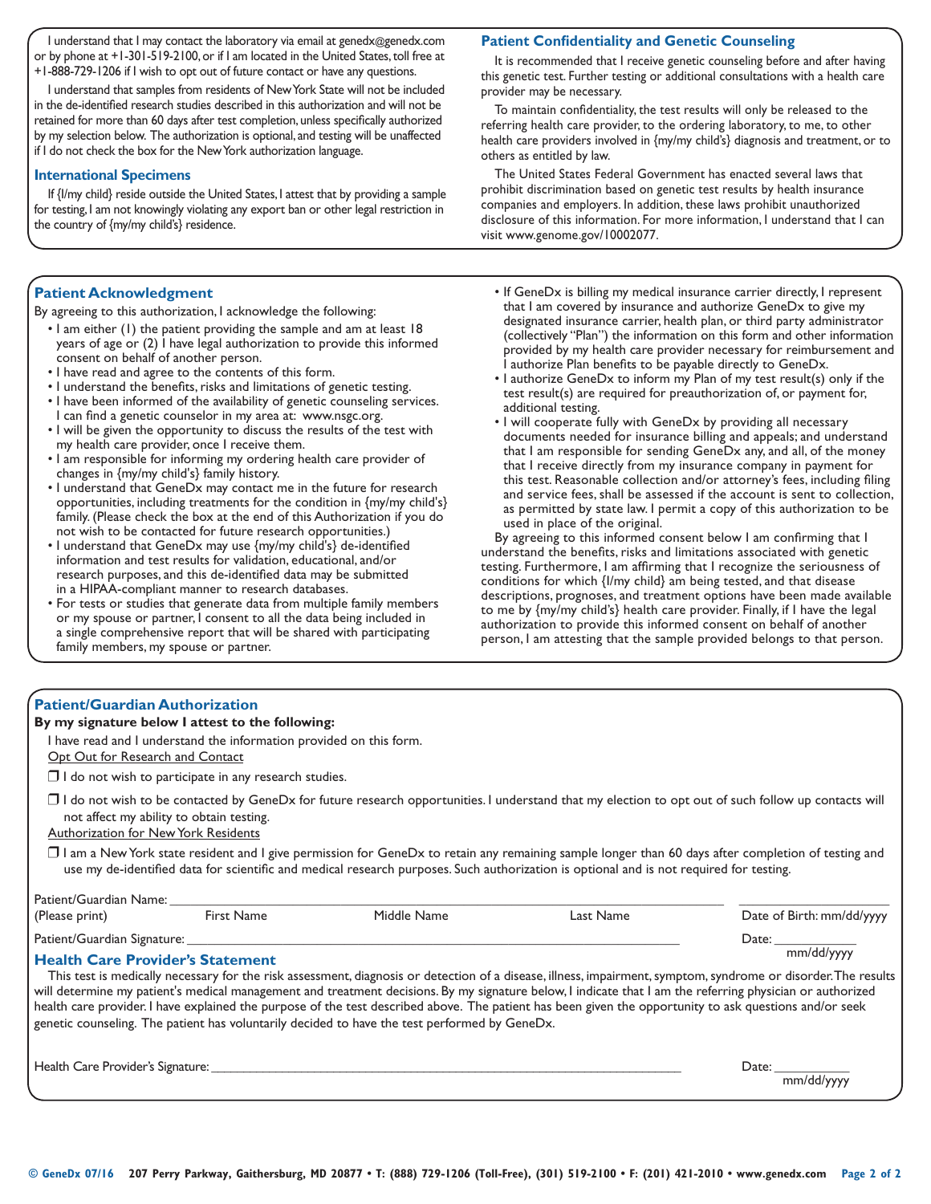I understand that I may contact the laboratory via email at genedx@genedx.com or by phone at +1-301-519-2100, or if I am located in the United States, toll free at +1-888-729-1206 if I wish to opt out of future contact or have any questions.

I understand that samples from residents of New York State will not be included in the de-identified research studies described in this authorization and will not be retained for more than 60 days after test completion, unless specifically authorized by my selection below. The authorization is optional, and testing will be unaffected if I do not check the box for the New York authorization language.

## International Specimens

If {I/my child} reside outside the United States, I attest that by providing a sample for testing, I am not knowingly violating any export ban or other legal restriction in the country of {my/my child's} residence.

## Patient Confidentiality and Genetic Counseling

It is recommended that I receive genetic counseling before and after having this genetic test. Further testing or additional consultations with a health care provider may be necessary.

To maintain confidentiality, the test results will only be released to the referring health care provider, to the ordering laboratory, to me, to other health care providers involved in {my/my child's} diagnosis and treatment, or to others as entitled by law.

The United States Federal Government has enacted several laws that prohibit discrimination based on genetic test results by health insurance companies and employers. In addition, these laws prohibit unauthorized disclosure of this information. For more information, I understand that I can visit www.genome.gov/10002077.

## Patient Acknowledgment

By agreeing to this authorization, I acknowledge the following:

- I am either (1) the patient providing the sample and am at least 18 years of age or (2) I have legal authorization to provide this informed consent on behalf of another person.
- I have read and agree to the contents of this form.
- I understand the benefits, risks and limitations of genetic testing.
- I have been informed of the availability of genetic counseling services. I can find a genetic counselor in my area at: www.nsgc.org.
- I will be given the opportunity to discuss the results of the test with my health care provider, once I receive them.
- I am responsible for informing my ordering health care provider of changes in {my/my child's} family history.
- I understand that GeneDx may contact me in the future for research opportunities, including treatments for the condition in {my/my child's} family. (Please check the box at the end of this Authorization if you do not wish to be contacted for future research opportunities.)
- I understand that GeneDx may use {my/my child's} de-identified information and test results for validation, educational, and/or research purposes, and this de-identified data may be submitted in a HIPAA-compliant manner to research databases.
- For tests or studies that generate data from multiple family members or my spouse or partner, I consent to all the data being included in a single comprehensive report that will be shared with participating family members, my spouse or partner.
- If GeneDx is billing my medical insurance carrier directly, I represent that I am covered by insurance and authorize GeneDx to give my designated insurance carrier, health plan, or third party administrator (collectively "Plan") the information on this form and other information provided by my health care provider necessary for reimbursement and I authorize Plan benefits to be payable directly to GeneDx.
- I authorize GeneDx to inform my Plan of my test result(s) only if the test result(s) are required for preauthorization of, or payment for, additional testing.
- I will cooperate fully with GeneDx by providing all necessary documents needed for insurance billing and appeals; and understand that I am responsible for sending GeneDx any, and all, of the money that I receive directly from my insurance company in payment for this test. Reasonable collection and/or attorney's fees, including filing and service fees, shall be assessed if the account is sent to collection, as permitted by state law. I permit a copy of this authorization to be used in place of the original.

By agreeing to this informed consent below I am confirming that I understand the benefits, risks and limitations associated with genetic testing. Furthermore, I am affirming that I recognize the seriousness of conditions for which {I/my child} am being tested, and that disease descriptions, prognoses, and treatment options have been made available to me by {my/my child's} health care provider. Finally, if I have the legal authorization to provide this informed consent on behalf of another person, I am attesting that the sample provided belongs to that person.

## Patient/Guardian Authorization

**By my signature below I attest to the following:**

I have read and I understand the information provided on this form.

Opt Out for Research and Contact

❒ I do not wish to participate in any research studies.

❒ I do not wish to be contacted by GeneDx for future research opportunities. I understand that my election to opt out of such follow up contacts will not affect my ability to obtain testing.

Authorization for New York Residents

❒ I am a New York state resident and I give permission for GeneDx to retain any remaining sample longer than 60 days after completion of testing and use my de-identified data for scientific and medical research purposes. Such authorization is optional and is not required for testing.

Patient/Guardian Name: ______________________________________________ ____________________

(Please print) First Name Middle Name Last Name Date of Birth: mm/dd/yyyy

Patient/Guardian Signature: ______________________________________________ Date: ____________ mm/dd/yyyy

## Health Care Provider's Statement

This test is medically necessary for the risk assessment, diagnosis or detection of a disease, illness, impairment, symptom, syndrome or disorder. The results will determine my patient's medical management and treatment decisions. By my signature below, I indicate that I am the referring physician or authorized health care provider. I have explained the purpose of the test described above. The patient has been given the opportunity to ask questions and/or seek genetic counseling. The patient has voluntarily decided to have the test performed by GeneDx.

Health Care Provider's Signature: ______________________________________________ Date: ____________ mm/dd/yyyy

© GeneDx 07/16 207 Perry Parkway, Gaithersburg, MD 20877 • T: (888) 729-1206 (Toll-Free), (301) 519-2100 • F: (201) 421-2010 • www.genedx.com